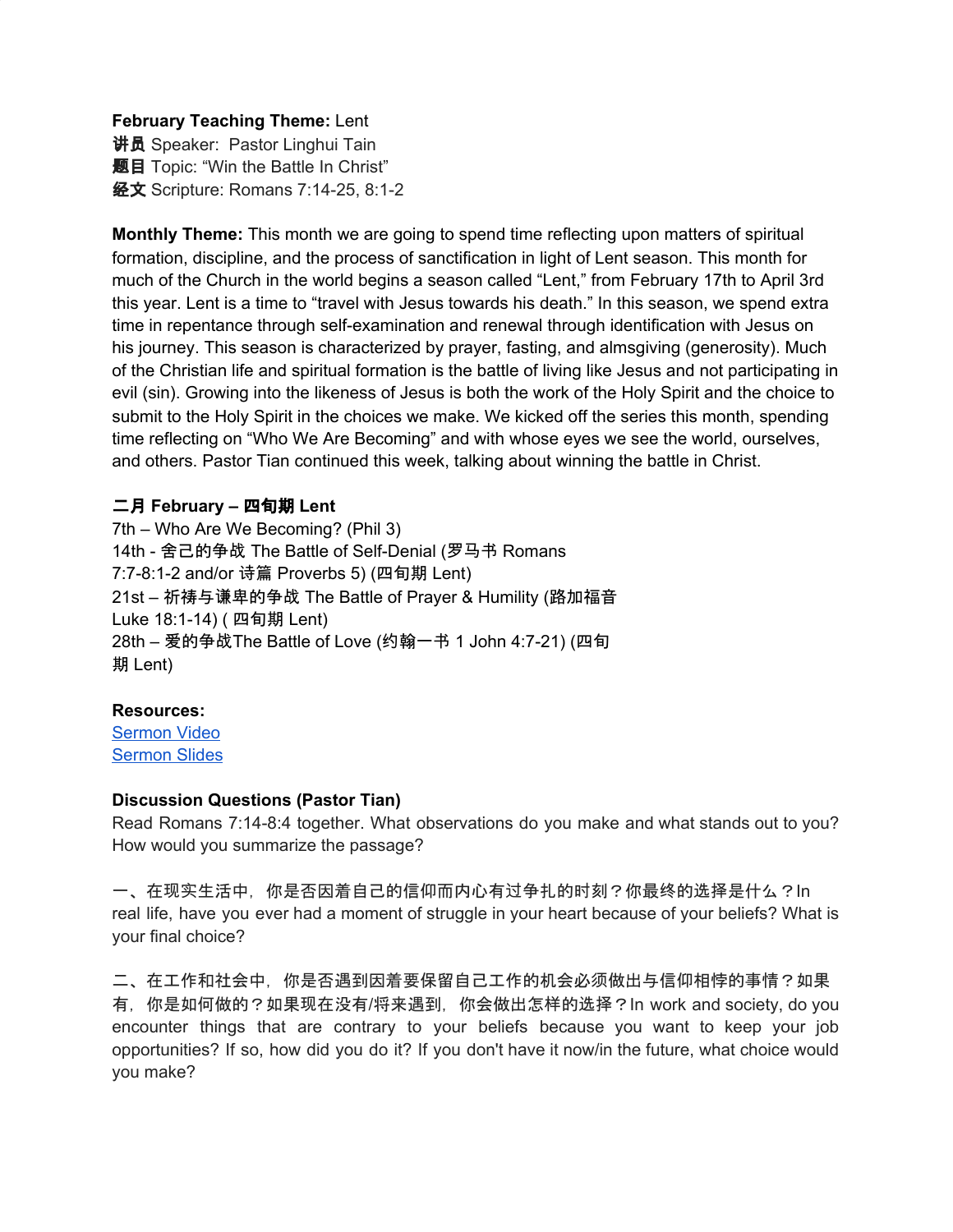**February Teaching Theme:** Lent
**讲员** Speaker: Pastor Linghui Tain
**题目** Topic: "Win the Battle In Christ"
**经文** Scripture: Romans 7:14-25, 8:1-2

**Monthly Theme:** This month we are going to spend time reflecting upon matters of spiritual formation, discipline, and the process of sanctification in light of Lent season. This month for much of the Church in the world begins a season called "Lent," from February 17th to April 3rd this year. Lent is a time to "travel with Jesus towards his death." In this season, we spend extra time in repentance through self-examination and renewal through identification with Jesus on his journey. This season is characterized by prayer, fasting, and almsgiving (generosity). Much of the Christian life and spiritual formation is the battle of living like Jesus and not participating in evil (sin). Growing into the likeness of Jesus is both the work of the Holy Spirit and the choice to submit to the Holy Spirit in the choices we make. We kicked off the series this month, spending time reflecting on "Who We Are Becoming" and with whose eyes we see the world, ourselves, and others. Pastor Tian continued this week, talking about winning the battle in Christ.

**二月 February – 四旬期 Lent**
7th – Who Are We Becoming? (Phil 3)
14th - 舍己的争战 The Battle of Self-Denial (罗马书 Romans 7:7-8:1-2 and/or 诗篇 Proverbs 5) (四旬期 Lent)
21st – 祈祷与谦卑的争战 The Battle of Prayer & Humility (路加福音 Luke 18:1-14) ( 四旬期 Lent)
28th – 爱的争战The Battle of Love (约翰一书 1 John 4:7-21) (四旬期 Lent)

**Resources:**
[Sermon Video]
[Sermon Slides]

**Discussion Questions (Pastor Tian)**
Read Romans 7:14-8:4 together. What observations do you make and what stands out to you? How would you summarize the passage?

一、在现实生活中，你是否因着自己的信仰而内心有过争扎的时刻？你最终的选择是什么？In real life, have you ever had a moment of struggle in your heart because of your beliefs? What is your final choice?

二、在工作和社会中，你是否遇到因着要保留自己工作的机会必须做出与信仰相悖的事情？如果有，你是如何做的？如果现在没有/将来遇到，你会做出怎样的选择？In work and society, do you encounter things that are contrary to your beliefs because you want to keep your job opportunities? If so, how did you do it? If you don't have it now/in the future, what choice would you make?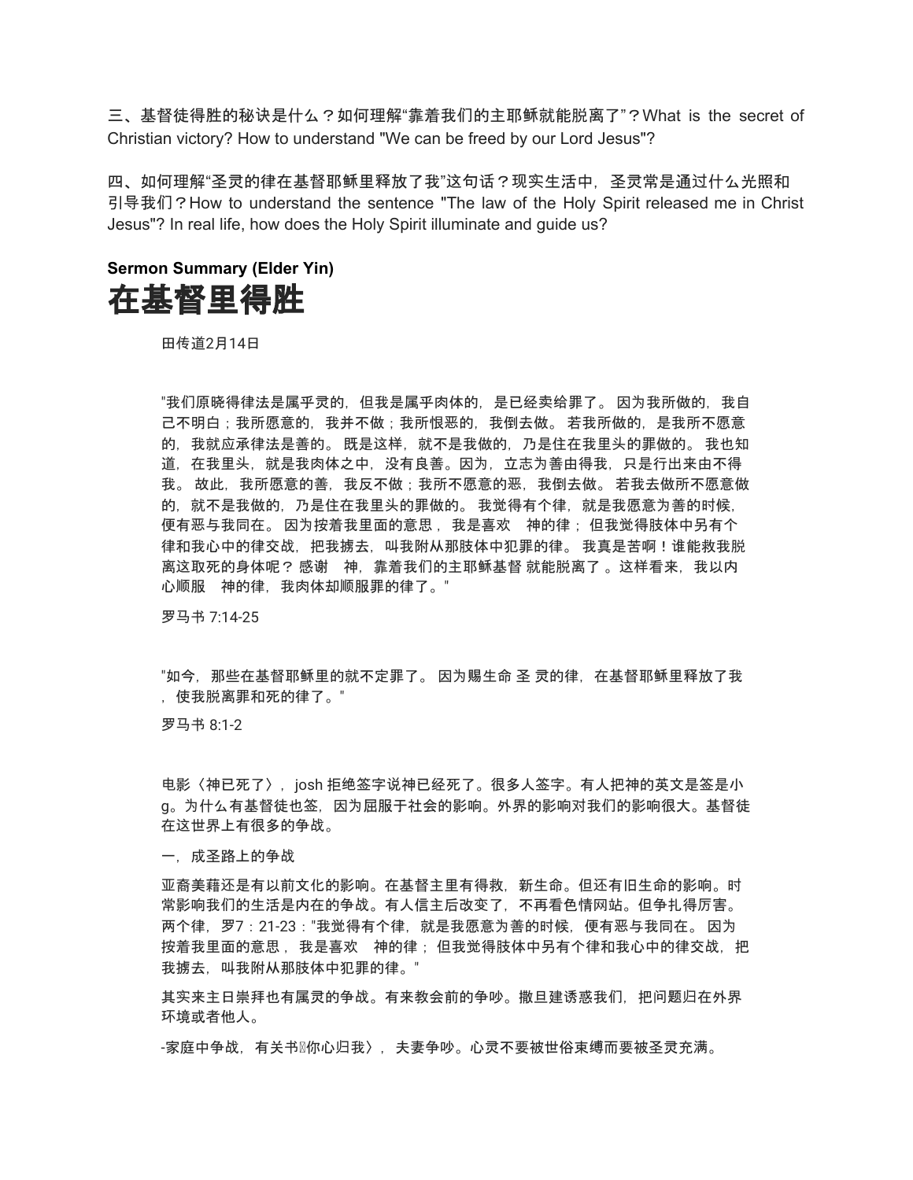三、基督徒得胜的秘诀是什么？如何理解“靠着我们的主耶稣就能脱离了”？What is the secret of Christian victory? How to understand "We can be freed by our Lord Jesus"?

四、如何理解“圣灵的律在基督耶稣里释放了我”这句话？现实生活中，圣灵常是通过什么光照和引导我们？How to understand the sentence "The law of the Holy Spirit released me in Christ Jesus"? In real life, how does the Holy Spirit illuminate and guide us?

**Sermon Summary (Elder Yin)**

# 在基督里得胜

田传道2月14日

"我们原晓得律法是属乎灵的，但我是属乎肉体的，是已经卖给罪了。 因为我所做的，我自己不明白；我所愿意的，我并不做；我所恨恶的，我倒去做。 若我所做的，是我所不愿意的，我就应承律法是善的。 既是这样，就不是我做的，乃是住在我里头的罪做的。 我也知道，在我里头，就是我肉体之中，没有良善。因为，立志为善由得我，只是行出来由不得我。 故此，我所愿意的善，我反不做；我所不愿意的恶，我倒去做。 若我去做所不愿意做的，就不是我做的，乃是住在我里头的罪做的。 我觉得有个律，就是我愿意为善的时候，便有恶与我同在。 因为按着我里面的意思， 我是喜欢　神的律； 但我觉得肢体中另有个律和我心中的律交战，把我掳去，叫我附从那肢体中犯罪的律。 我真是苦啊！谁能救我脱离这取死的身体呢？ 感谢　神，靠着我们的主耶稣基督 就能脱离了 。这样看来，我以内心顺服　神的律，我肉体却顺服罪的律了。"

罗马书 7:14-25

"如今，那些在基督耶稣里的就不定罪了。 因为赐生命 圣 灵的律，在基督耶稣里释放了我，使我脱离罪和死的律了。"

罗马书 8:1-2

电影〈神已死了〉，josh 拒绝签字说神已经死了。很多人签字。有人把神的英文是签是小g。为什么有基督徒也签，因为屈服于社会的影响。外界的影响对我们的影响很大。基督徒在这世界上有很多的争战。

一，成圣路上的争战

亚裔美藉还是有以前文化的影响。在基督主里有得救，新生命。但还有旧生命的影响。时常影响我们的生活是内在的争战。有人信主后改变了，不再看色情网站。但争扎得厉害。两个律，罗7：21-23："我觉得有个律，就是我愿意为善的时候，便有恶与我同在。 因为按着我里面的意思， 我是喜欢　神的律； 但我觉得肢体中另有个律和我心中的律交战，把我掳去，叫我附从那肢体中犯罪的律。"

其实来主日崇拜也有属灵的争战。有来教会前的争吵。撒旦建诱惑我们，把问题归在外界环境或者他人。

-家庭中争战，有关书〈你心归我〉，夫妻争吵。心灵不要被世俗束缚而要被圣灵充满。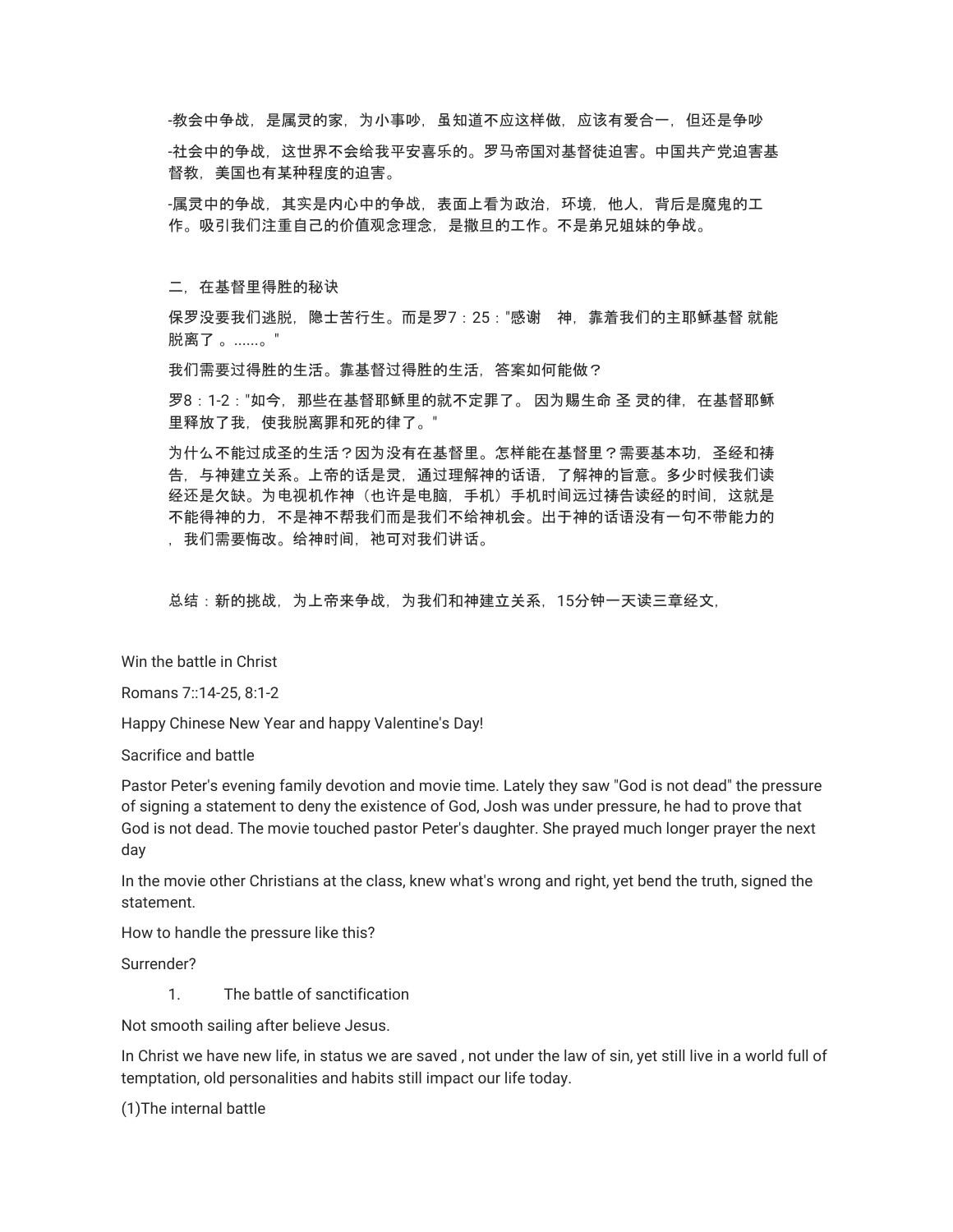-教会中争战，是属灵的家，为小事吵，虽知道不应这样做，应该有爱合一，但还是争吵

-社会中的争战，这世界不会给我平安喜乐的。罗马帝国对基督徒迫害。中国共产党迫害基督教，美国也有某种程度的迫害。

-属灵中的争战，其实是内心中的争战，表面上看为政治，环境，他人，背后是魔鬼的工作。吸引我们注重自己的价值观念理念，是撒旦的工作。不是弟兄姐妹的争战。

二，在基督里得胜的秘诀

保罗没要我们逃脱，隐士苦行生。而是罗7：25："感谢　神，靠着我们的主耶稣基督 就能脱离了 。......。"

我们需要过得胜的生活。靠基督过得胜的生活，答案如何能做？

罗8：1-2："如今，那些在基督耶稣里的就不定罪了。 因为赐生命 圣 灵的律，在基督耶稣里释放了我，使我脱离罪和死的律了。"

为什么不能过成圣的生活？因为没有在基督里。怎样能在基督里？需要基本功，圣经和祷告，与神建立关系。上帝的话是灵，通过理解神的话语，了解神的旨意。多少时候我们读经还是欠缺。为电视机作神（也许是电脑，手机）手机时间远过祷告读经的时间，这就是不能得神的力，不是神不帮我们而是我们不给神机会。出于神的话语没有一句不带能力的，我们需要悔改。给神时间，祂可对我们讲话。

总结：新的挑战，为上帝来争战，为我们和神建立关系，15分钟一天读三章经文，

Win the battle in Christ

Romans 7::14-25, 8:1-2

Happy Chinese New Year and happy Valentine's Day!

Sacrifice and battle

Pastor Peter's evening family devotion and movie time. Lately they saw "God is not dead" the pressure of signing a statement to deny the existence of God, Josh was under pressure, he had to prove that God is not dead. The movie touched pastor Peter's daughter. She prayed much longer prayer the next day

In the movie other Christians at the class, knew what's wrong and right, yet bend the truth, signed the statement.

How to handle the pressure like this?

Surrender?

1. The battle of sanctification

Not smooth sailing after believe Jesus.

In Christ we have new life, in status we are saved , not under the law of sin, yet still live in a world full of temptation, old personalities and habits still impact our life today.

(1)The internal battle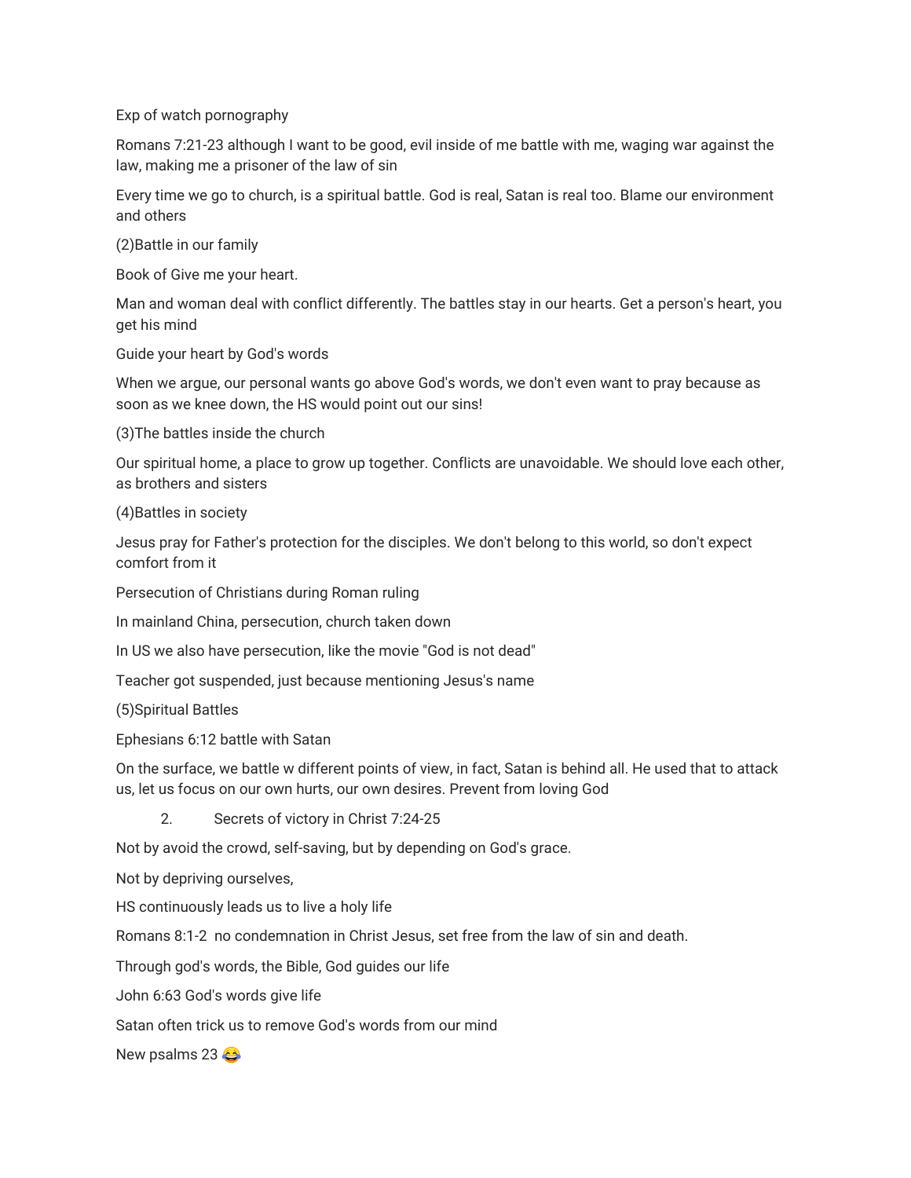Exp of watch pornography

Romans 7:21-23 although I want to be good, evil inside of me battle with me, waging war against the law, making me a prisoner of the law of sin

Every time we go to church, is a spiritual battle. God is real, Satan is real too. Blame our environment and others

(2)Battle in our family

Book of Give me your heart.

Man and woman deal with conflict differently. The battles stay in our hearts. Get a person's heart, you get his mind

Guide your heart by God's words

When we argue, our personal wants go above God's words, we don't even want to pray because as soon as we knee down, the HS would point out our sins!

(3)The battles inside the church

Our spiritual home, a place to grow up together. Conflicts are unavoidable. We should love each other, as brothers and sisters

(4)Battles in society

Jesus pray for Father's protection for the disciples. We don't belong to this world, so don't expect comfort from it

Persecution of Christians during Roman ruling

In mainland China, persecution, church taken down

In US we also have persecution, like the movie "God is not dead"

Teacher got suspended, just because mentioning Jesus's name

(5)Spiritual Battles

Ephesians 6:12 battle with Satan

On the surface, we battle w different points of view, in fact, Satan is behind all. He used that to attack us, let us focus on our own hurts, our own desires. Prevent from loving God

2. Secrets of victory in Christ 7:24-25

Not by avoid the crowd, self-saving, but by depending on God's grace.

Not by depriving ourselves,

HS continuously leads us to live a holy life

Romans 8:1-2 no condemnation in Christ Jesus, set free from the law of sin and death.

Through god's words, the Bible, God guides our life

John 6:63 God's words give life

Satan often trick us to remove God's words from our mind

New psalms 23 😂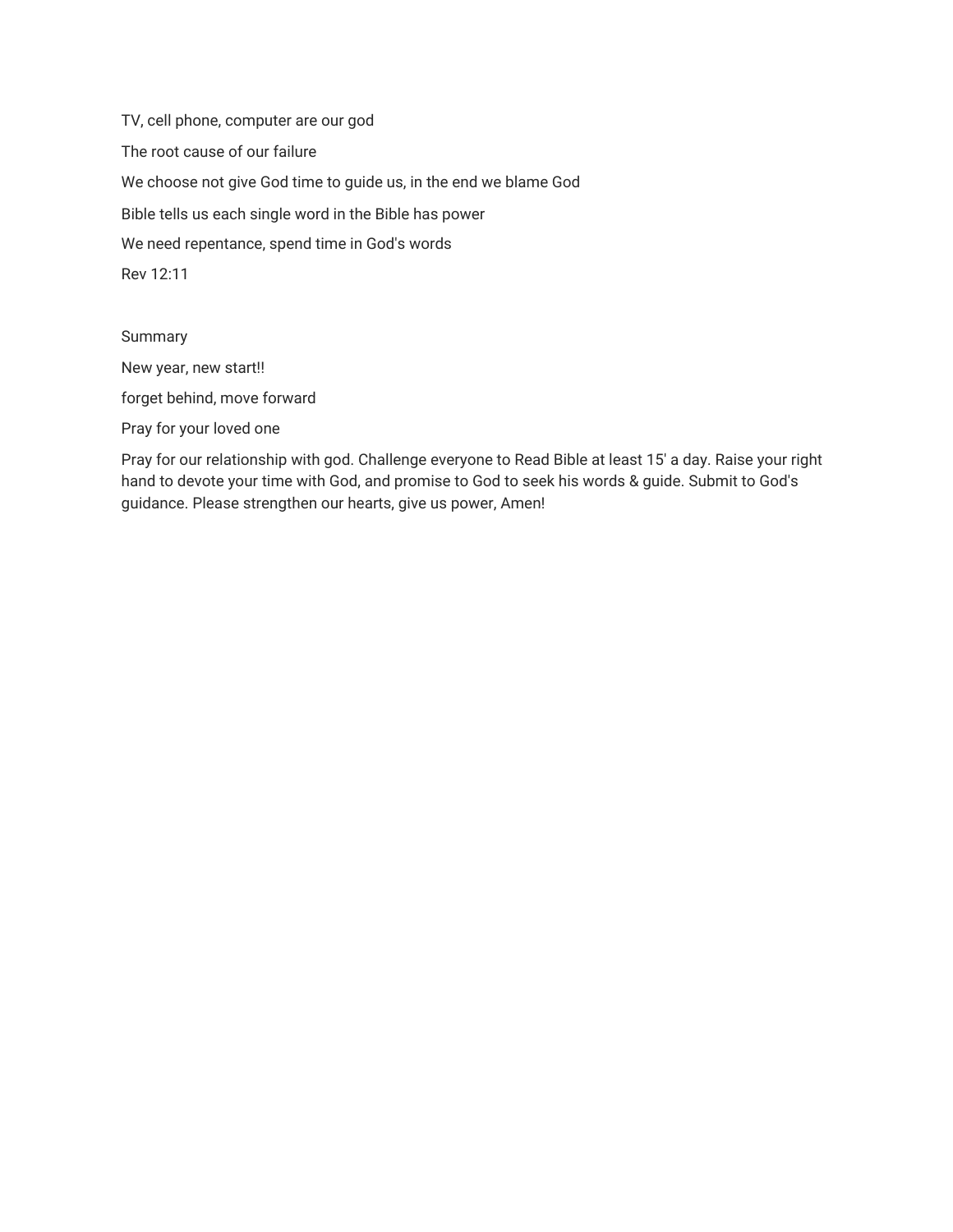TV, cell phone, computer are our god

The root cause of our failure

We choose not give God time to guide us, in the end we blame God

Bible tells us each single word in the Bible has power

We need repentance, spend time in God's words

Rev 12:11

Summary

New year, new start!!

forget behind, move forward

Pray for your loved one

Pray for our relationship with god. Challenge everyone to Read Bible at least 15' a day. Raise your right hand to devote your time with God, and promise to God to seek his words & guide. Submit to God's guidance. Please strengthen our hearts, give us power, Amen!